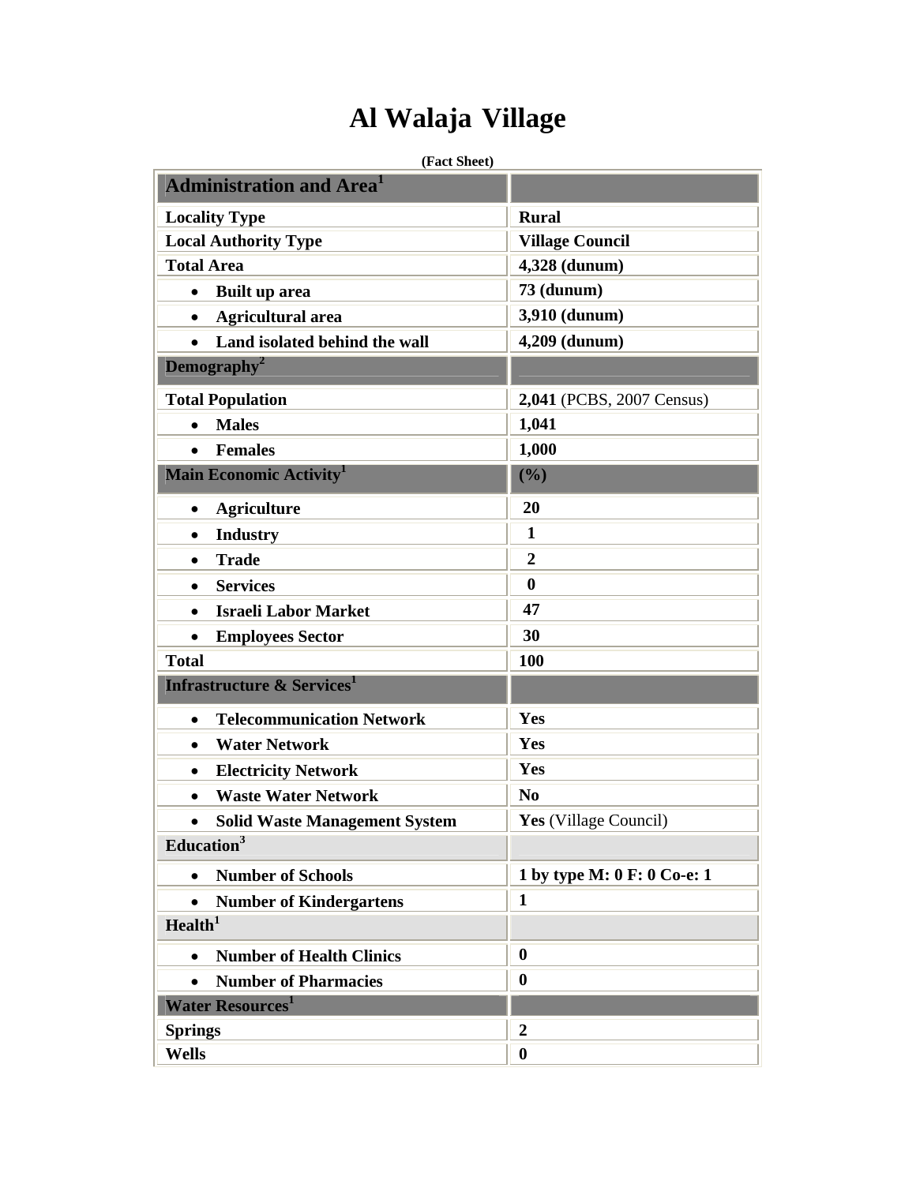# Al Walaja Village

**(Fact Sheet)**

| Administration and Area[1] | |
|---|---|
| **Locality Type** | **Rural** |
| **Local Authority Type** | **Village Council** |
| **Total Area** | **4,328 (dunum)** |
| • **Built up area** | **73 (dunum)** |
| • **Agricultural area** | **3,910 (dunum)** |
| • **Land isolated behind the wall** | **4,209 (dunum)** |
| **Demography[2]** | |
| **Total Population** | **2,041** (PCBS, 2007 Census) |
| • **Males** | **1,041** |
| • **Females** | **1,000** |
| **Main Economic Activity[1]** | **(%)** |
| • **Agriculture** | **20** |
| • **Industry** | **1** |
| • **Trade** | **2** |
| • **Services** | **0** |
| • **Israeli Labor Market** | **47** |
| • **Employees Sector** | **30** |
| **Total** | **100** |
| **Infrastructure & Services[1]** | |
| • **Telecommunication Network** | **Yes** |
| • **Water Network** | **Yes** |
| • **Electricity Network** | **Yes** |
| • **Waste Water Network** | **No** |
| • **Solid Waste Management System** | **Yes** (Village Council) |
| **Education[3]** | |
| • **Number of Schools** | **1 by type M: 0 F: 0 Co-e: 1** |
| • **Number of Kindergartens** | **1** |
| **Health[1]** | |
| • **Number of Health Clinics** | **0** |
| • **Number of Pharmacies** | **0** |
| **Water Resources[1]** | |
| **Springs** | **2** |
| **Wells** | **0** |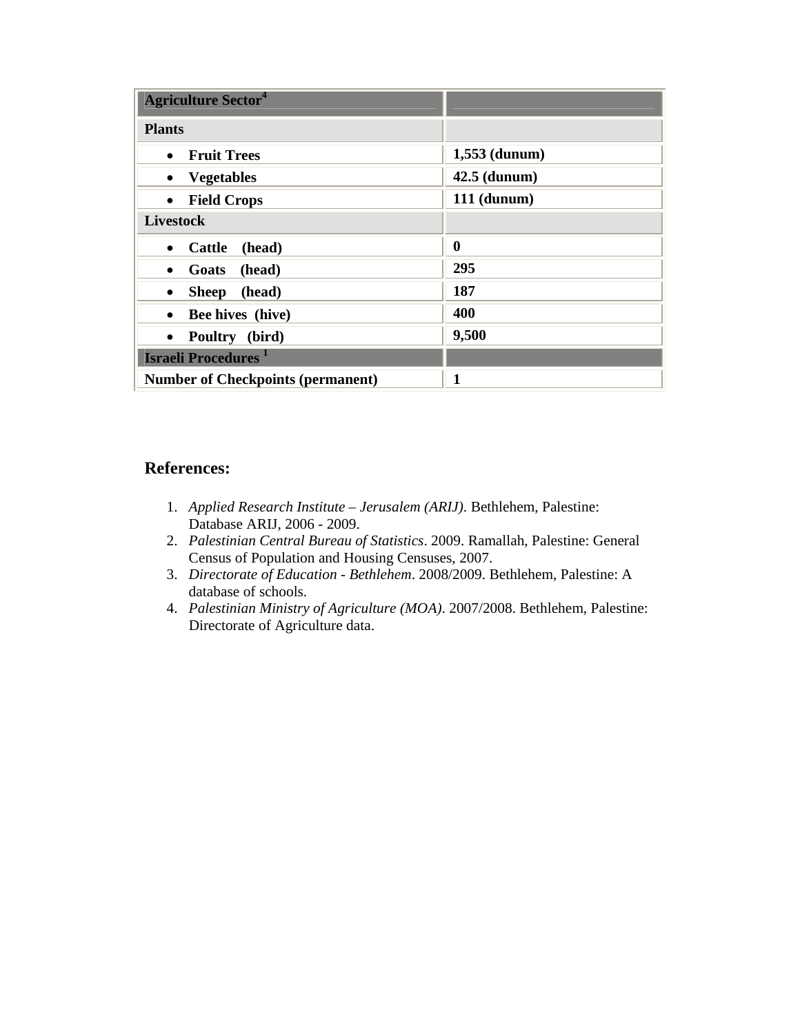| Agriculture Sector[4] | |
|---|---|
| **Plants** | |
| • **Fruit Trees** | **1,553 (dunum)** |
| • **Vegetables** | **42.5 (dunum)** |
| • **Field Crops** | **111 (dunum)** |
| **Livestock** | |
| • **Cattle (head)** | **0** |
| • **Goats (head)** | **295** |
| • **Sheep (head)** | **187** |
| • **Bee hives (hive)** | **400** |
| • **Poultry (bird)** | **9,500** |
| **Israeli Procedures [1]** | |
| **Number of Checkpoints (permanent)** | **1** |

## References:

1. *Applied Research Institute – Jerusalem (ARIJ)*. Bethlehem, Palestine: Database ARIJ, 2006 - 2009.
2. *Palestinian Central Bureau of Statistics*. 2009. Ramallah, Palestine: General Census of Population and Housing Censuses, 2007.
3. *Directorate of Education - Bethlehem*. 2008/2009. Bethlehem, Palestine: A database of schools.
4. *Palestinian Ministry of Agriculture (MOA)*. 2007/2008. Bethlehem, Palestine: Directorate of Agriculture data.